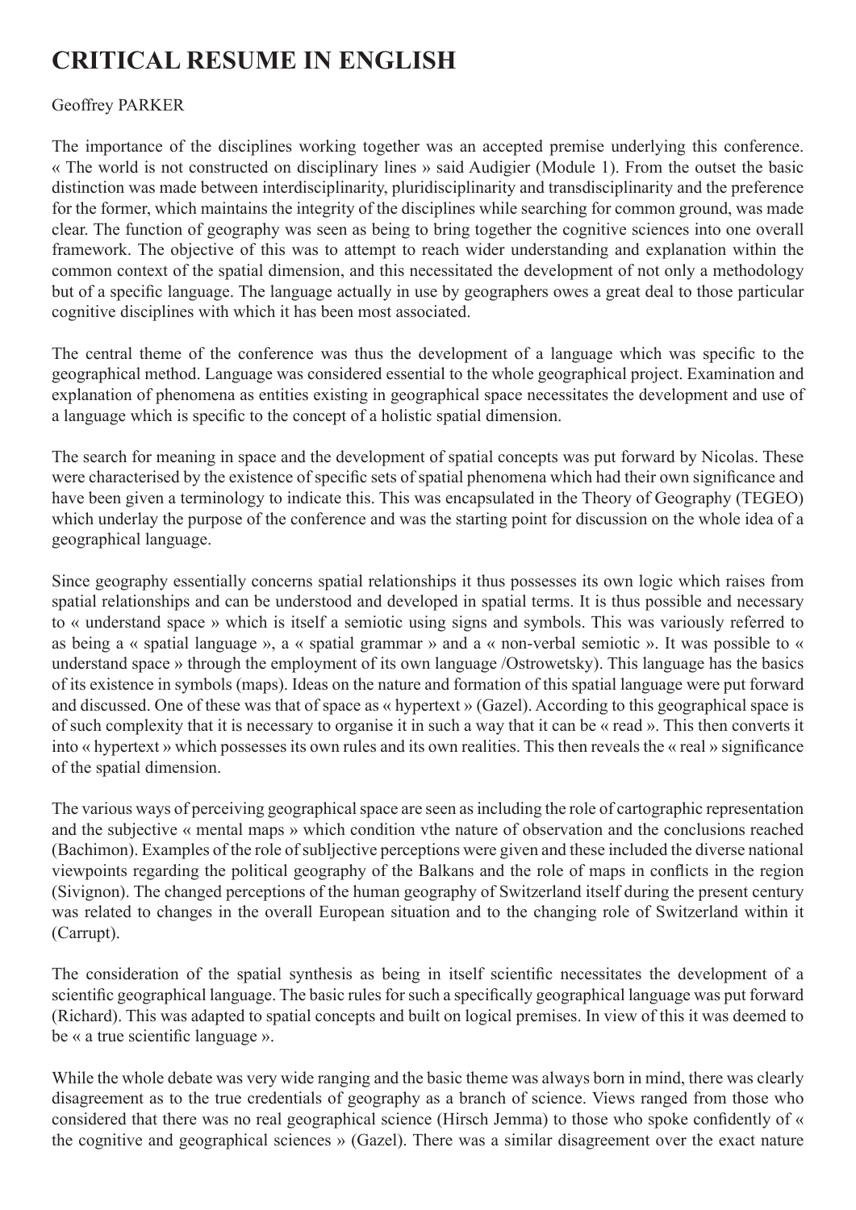# CRITICAL RESUME IN ENGLISH

Geoffrey PARKER

The importance of the disciplines working together was an accepted premise underlying this conference. « The world is not constructed on disciplinary lines » said Audigier (Module 1). From the outset the basic distinction was made between interdisciplinarity, pluridisciplinarity and transdisciplinarity and the preference for the former, which maintains the integrity of the disciplines while searching for common ground, was made clear. The function of geography was seen as being to bring together the cognitive sciences into one overall framework. The objective of this was to attempt to reach wider understanding and explanation within the common context of the spatial dimension, and this necessitated the development of not only a methodology but of a specific language. The language actually in use by geographers owes a great deal to those particular cognitive disciplines with which it has been most associated.

The central theme of the conference was thus the development of a language which was specific to the geographical method. Language was considered essential to the whole geographical project. Examination and explanation of phenomena as entities existing in geographical space necessitates the development and use of a language which is specific to the concept of a holistic spatial dimension.

The search for meaning in space and the development of spatial concepts was put forward by Nicolas. These were characterised by the existence of specific sets of spatial phenomena which had their own significance and have been given a terminology to indicate this. This was encapsulated in the Theory of Geography (TEGEO) which underlay the purpose of the conference and was the starting point for discussion on the whole idea of a geographical language.

Since geography essentially concerns spatial relationships it thus possesses its own logic which raises from spatial relationships and can be understood and developed in spatial terms. It is thus possible and necessary to « understand space » which is itself a semiotic using signs and symbols. This was variously referred to as being a « spatial language », a « spatial grammar » and a « non-verbal semiotic ». It was possible to « understand space » through the employment of its own language /Ostrowetsky). This language has the basics of its existence in symbols (maps). Ideas on the nature and formation of this spatial language were put forward and discussed. One of these was that of space as « hypertext » (Gazel). According to this geographical space is of such complexity that it is necessary to organise it in such a way that it can be « read ». This then converts it into « hypertext » which possesses its own rules and its own realities. This then reveals the « real » significance of the spatial dimension.

The various ways of perceiving geographical space are seen as including the role of cartographic representation and the subjective « mental maps » which condition vthe nature of observation and the conclusions reached (Bachimon). Examples of the role of subljective perceptions were given and these included the diverse national viewpoints regarding the political geography of the Balkans and the role of maps in conflicts in the region (Sivignon). The changed perceptions of the human geography of Switzerland itself during the present century was related to changes in the overall European situation and to the changing role of Switzerland within it (Carrupt).

The consideration of the spatial synthesis as being in itself scientific necessitates the development of a scientific geographical language. The basic rules for such a specifically geographical language was put forward (Richard). This was adapted to spatial concepts and built on logical premises. In view of this it was deemed to be « a true scientific language ».

While the whole debate was very wide ranging and the basic theme was always born in mind, there was clearly disagreement as to the true credentials of geography as a branch of science. Views ranged from those who considered that there was no real geographical science (Hirsch Jemma) to those who spoke confidently of « the cognitive and geographical sciences » (Gazel). There was a similar disagreement over the exact nature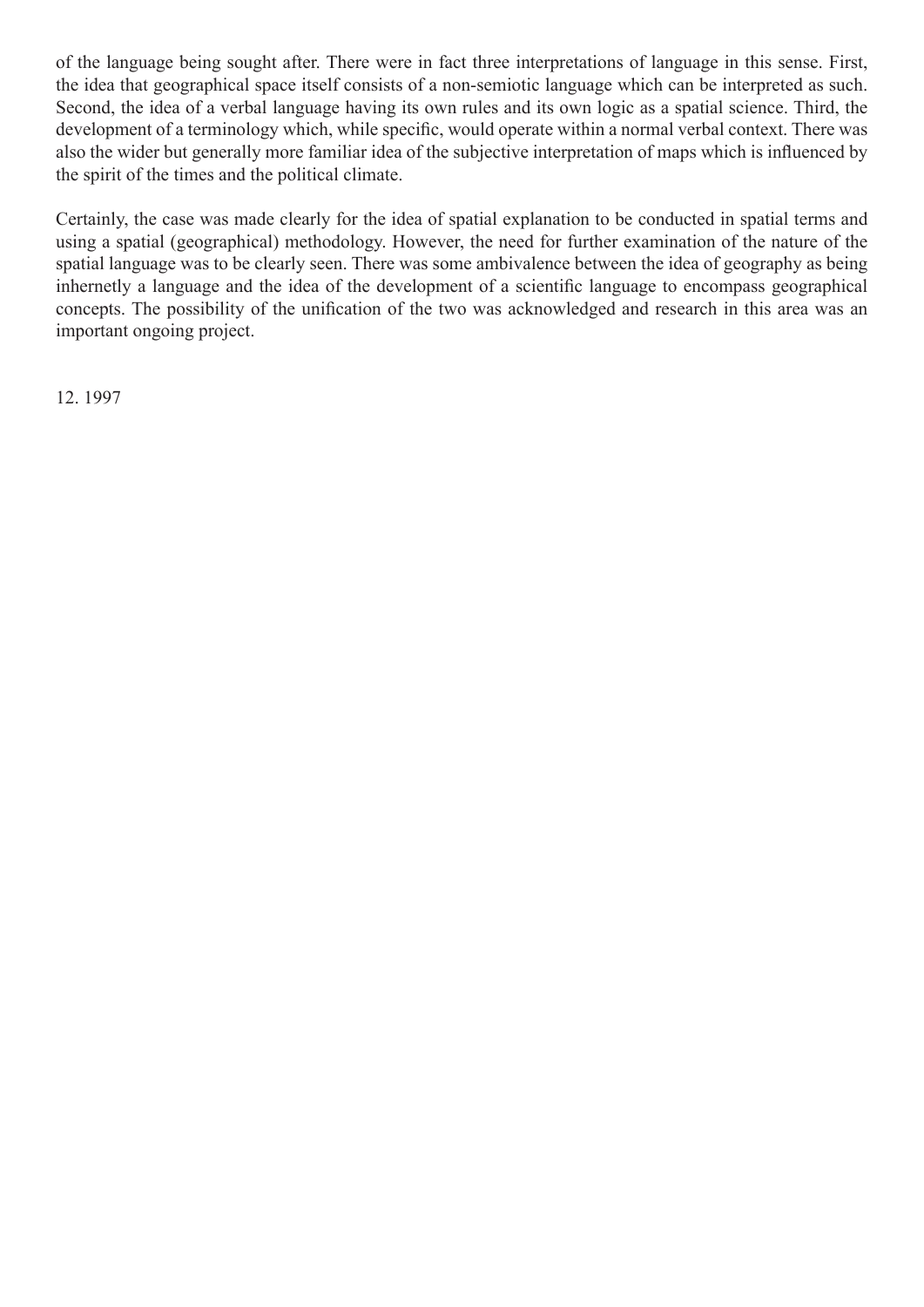of the language being sought after. There were in fact three interpretations of language in this sense. First, the idea that geographical space itself consists of a non-semiotic language which can be interpreted as such. Second, the idea of a verbal language having its own rules and its own logic as a spatial science. Third, the development of a terminology which, while specific, would operate within a normal verbal context. There was also the wider but generally more familiar idea of the subjective interpretation of maps which is influenced by the spirit of the times and the political climate.

Certainly, the case was made clearly for the idea of spatial explanation to be conducted in spatial terms and using a spatial (geographical) methodology. However, the need for further examination of the nature of the spatial language was to be clearly seen. There was some ambivalence between the idea of geography as being inhernetly a language and the idea of the development of a scientific language to encompass geographical concepts. The possibility of the unification of the two was acknowledged and research in this area was an important ongoing project.

12. 1997